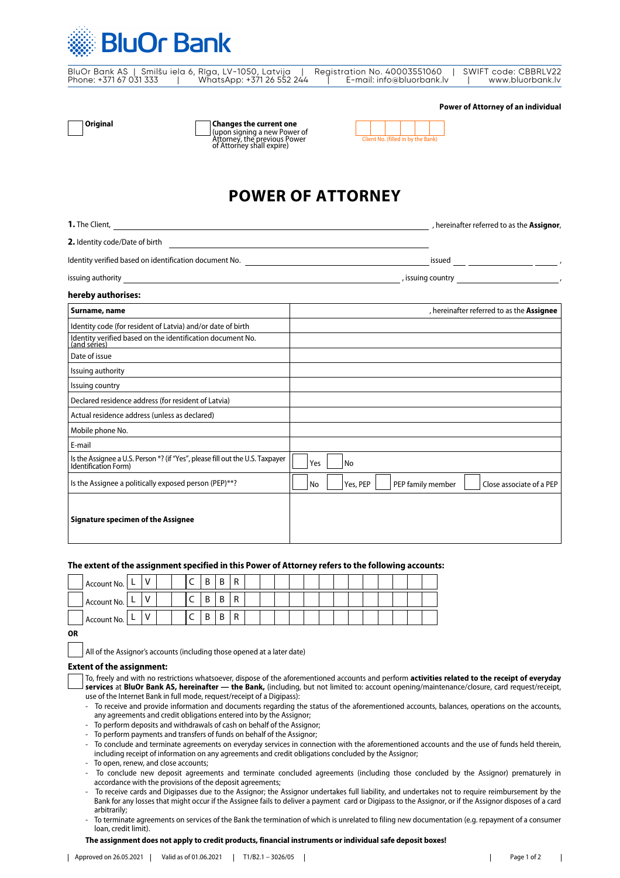**BluOr Bank**

BluOr Bank AS | Smilšu iela 6, Riga, LV-1050, Latvija | Registration No. 40003551060 | SWIFT code: CBBRLV22
Phone: +371 67 031 333 | WhatsApp: +371 26 552 244 | E-mail: info@bluorbank.lv | www.bluorbank.lv

**Power of Attorney of an individual**

☐ **Original**

☐ **Changes the current one** (upon signing a new Power of Attorney, the previous Power of Attorney shall expire)

Client No. (filled in by the Bank) ______

# POWER OF ATTORNEY

**1.** The Client, ______________________________, hereinafter referred to as the **Assignor**,

**2.** Identity code/Date of birth ______________________________

Identity verified based on identification document No. ______________________________ issued ______ ______ ______,

issuing authority ______________________________, issuing country ______________________________,

**hereby authorises:**

| **Surname, name** | , hereinafter referred to as the **Assignee** |
|---|---|
| Identity code (for resident of Latvia) and/or date of birth | |
| Identity verified based on the identification document No. (and series) | |
| Date of issue | |
| Issuing authority | |
| Issuing country | |
| Declared residence address (for resident of Latvia) | |
| Actual residence address (unless as declared) | |
| Mobile phone No. | |
| E-mail | |
| Is the Assignee a U.S. Person *? (if "Yes", please fill out the U.S. Taxpayer Identification Form) | ☐ Yes ☐ No |
| Is the Assignee a politically exposed person (PEP)**? | ☐ No ☐ Yes, PEP ☐ PEP family member ☐ Close associate of a PEP |
| **Signature specimen of the Assignee** | |

**The extent of the assignment specified in this Power of Attorney refers to the following accounts:**

☐ Account No. L V _ _ C B B R _ _ _ _ _ _ _ _ _ _ _ _ _

☐ Account No. L V _ _ C B B R _ _ _ _ _ _ _ _ _ _ _ _ _

☐ Account No. L V _ _ C B B R _ _ _ _ _ _ _ _ _ _ _ _ _

**OR**

☐ All of the Assignor's accounts (including those opened at a later date)

**Extent of the assignment:**

☐ To, freely and with no restrictions whatsoever, dispose of the aforementioned accounts and perform **activities related to the receipt of everyday services** at **BluOr Bank AS, hereinafter — the Bank,** (including, but not limited to: account opening/maintenance/closure, card request/receipt, use of the Internet Bank in full mode, request/receipt of a Digipass):

- To receive and provide information and documents regarding the status of the aforementioned accounts, balances, operations on the accounts, any agreements and credit obligations entered into by the Assignor;
- To perform deposits and withdrawals of cash on behalf of the Assignor;
- To perform payments and transfers of funds on behalf of the Assignor;
- To conclude and terminate agreements on everyday services in connection with the aforementioned accounts and the use of funds held therein, including receipt of information on any agreements and credit obligations concluded by the Assignor;
- To open, renew, and close accounts;
- To conclude new deposit agreements and terminate concluded agreements (including those concluded by the Assignor) prematurely in accordance with the provisions of the deposit agreements;
- To receive cards and Digipasses due to the Assignor; the Assignor undertakes full liability, and undertakes not to require reimbursement by the Bank for any losses that might occur if the Assignee fails to deliver a payment card or Digipass to the Assignor, or if the Assignor disposes of a card arbitrarily;
- To terminate agreements on services of the Bank the termination of which is unrelated to filing new documentation (e.g. repayment of a consumer loan, credit limit).

**The assignment does not apply to credit products, financial instruments or individual safe deposit boxes!**

Approved on 26.05.2021 | Valid as of 01.06.2021 | T1/B2.1 – 3026/05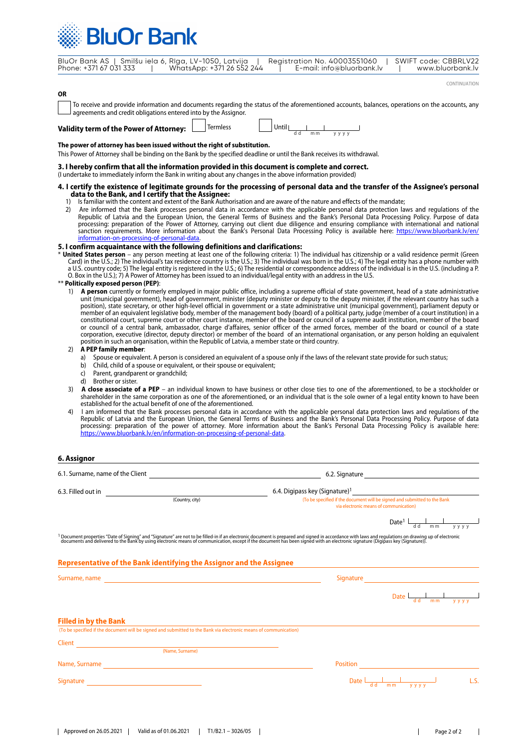BluOr Bank

BluOr Bank AS | Smilšu iela 6, Rīga, LV-1050, Latvija | Registration No. 40003551060 | SWIFT code: CBBRLV22
Phone: +371 67 031 333 | WhatsApp: +371 26 552 244 | E-mail: info@bluorbank.lv | www.bluorbank.lv

CONTINUATION

**OR**

☐ To receive and provide information and documents regarding the status of the aforementioned accounts, balances, operations on the accounts, any agreements and credit obligations entered into by the Assignor.

**Validity term of the Power of Attorney:** ☐ Termless ☐ Until ___ (dd mm yyyy)

**The power of attorney has been issued without the right of substitution.**

This Power of Attorney shall be binding on the Bank by the specified deadline or until the Bank receives its withdrawal.

**3. I hereby confirm that all the information provided in this document is complete and correct.**
(I undertake to immediately inform the Bank in writing about any changes in the above information provided)

**4. I certify the existence of legitimate grounds for the processing of personal data and the transfer of the Assignee's personal data to the Bank, and I certify that the Assignee:**

1) Is familiar with the content and extent of the Bank Authorisation and are aware of the nature and effects of the mandate;
2) Are informed that the Bank processes personal data in accordance with the applicable personal data protection laws and regulations of the Republic of Latvia and the European Union, the General Terms of Business and the Bank's Personal Data Processing Policy. Purpose of data processing: preparation of the Power of Attorney, carrying out client due diligence and ensuring compliance with international and national sanction requirements. More information about the Bank's Personal Data Processing Policy is available here: https://www.bluorbank.lv/en/information-on-processing-of-personal-data.

**5. I confirm acquaintance with the following definitions and clarifications:**

\* **United States person** – any person meeting at least one of the following criteria: 1) The individual has citizenship or a valid residence permit (Green Card) in the U.S.; 2) The individual's tax residence country is the U.S.; 3) The individual was born in the U.S.; 4) The legal entity has a phone number with a U.S. country code; 5) The legal entity is registered in the U.S.; 6) The residential or correspondence address of the individual is in the U.S. (including a P. O. Box in the U.S.); 7) A Power of Attorney has been issued to an individual/legal entity with an address in the U.S.

\*\* **Politically exposed person (PEP)**:

1) **A person** currently or formerly employed in major public office, including a supreme official of state government, head of a state administrative unit (municipal government), head of government, minister (deputy minister or deputy to the deputy minister, if the relevant country has such a position), state secretary, or other high-level official in government or a state administrative unit (municipal government), parliament deputy or member of an equivalent legislative body, member of the management body (board) of a political party, judge (member of a court institution) in a constitutional court, supreme court or other court instance, member of the board or council of a supreme audit institution, member of the board or council of a central bank, ambassador, charge d'affaires, senior officer of the armed forces, member of the board or council of a state corporation, executive (director, deputy director) or member of the board of an international organisation, or any person holding an equivalent position in such an organisation, within the Republic of Latvia, a member state or third country.
2) **A PEP family member**:
   a) Spouse or equivalent. A person is considered an equivalent of a spouse only if the laws of the relevant state provide for such status;
   b) Child, child of a spouse or equivalent, or their spouse or equivalent;
   c) Parent, grandparent or grandchild;
   d) Brother or sister.
3) **A close associate of a PEP** – an individual known to have business or other close ties to one of the aforementioned, to be a stockholder or shareholder in the same corporation as one of the aforementioned, or an individual that is the sole owner of a legal entity known to have been established for the actual benefit of one of the aforementioned.
4) I am informed that the Bank processes personal data in accordance with the applicable personal data protection laws and regulations of the Republic of Latvia and the European Union, the General Terms of Business and the Bank's Personal Data Processing Policy. Purpose of data processing: preparation of the power of attorney. More information about the Bank's Personal Data Processing Policy is available here: https://www.bluorbank.lv/en/information-on-processing-of-personal-data.

## 6. Assignor

6.1. Surname, name of the Client ______________________ 6.2. Signature ______________________

6.3. Filled out in ______________________ (Country, city) 6.4. Digipass key (Signature)[1] ______________________
(To be specified if the document will be signed and submitted to the Bank via electronic means of communication)

Date[1] ___ (dd mm yyyy)

[1] Document properties "Date of Signing" and "Signature" are not to be filled-in if an electronic document is prepared and signed in accordance with laws and regulations on drawing up of electronic documents and delivered to the Bank by using electronic means of communication, except if the document has been signed with an electronic signature (Digipass key (Signature)).

## Representative of the Bank identifying the Assignor and the Assignee

Surname, name ______________________ Signature ______________________

Date ___ (dd mm yyyy)

## Filled in by the Bank

(To be specified if the document will be signed and submitted to the Bank via electronic means of communication)

Client ______________________ (Name, Surname)

Name, Surname ______________________ Position ______________________

Signature ______________________ Date ___ (dd mm yyyy) L.S.

Approved on 26.05.2021 | Valid as of 01.06.2021 | T1/B2.1 – 3026/05